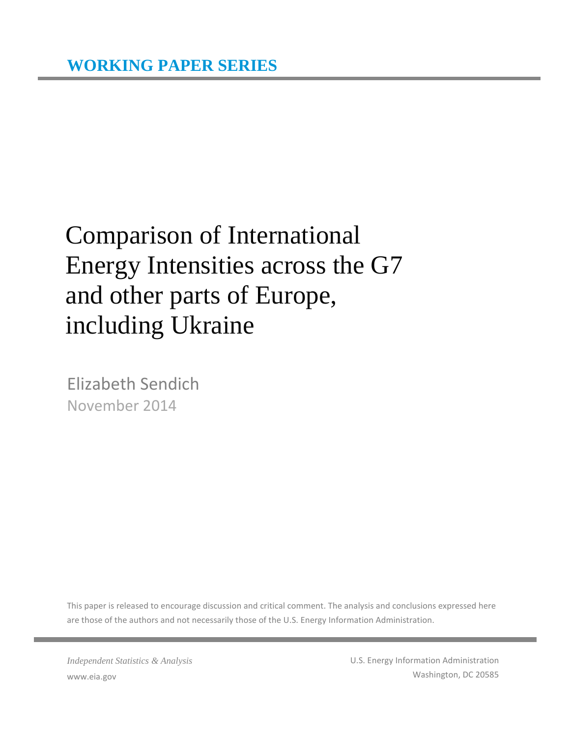**WORKING PAPER SERIES**

# Comparison of International Energy Intensities across the G7 and other parts of Europe, including Ukraine

Elizabeth Sendich

November 2014

This paper is released to encourage discussion and critical comment. The analysis and conclusions expressed here are those of the authors and not necessarily those of the U.S. Energy Information Administration.

*Independent Statistics & Analysis*

www.eia.gov

U.S. Energy Information Administration

Washington, DC 20585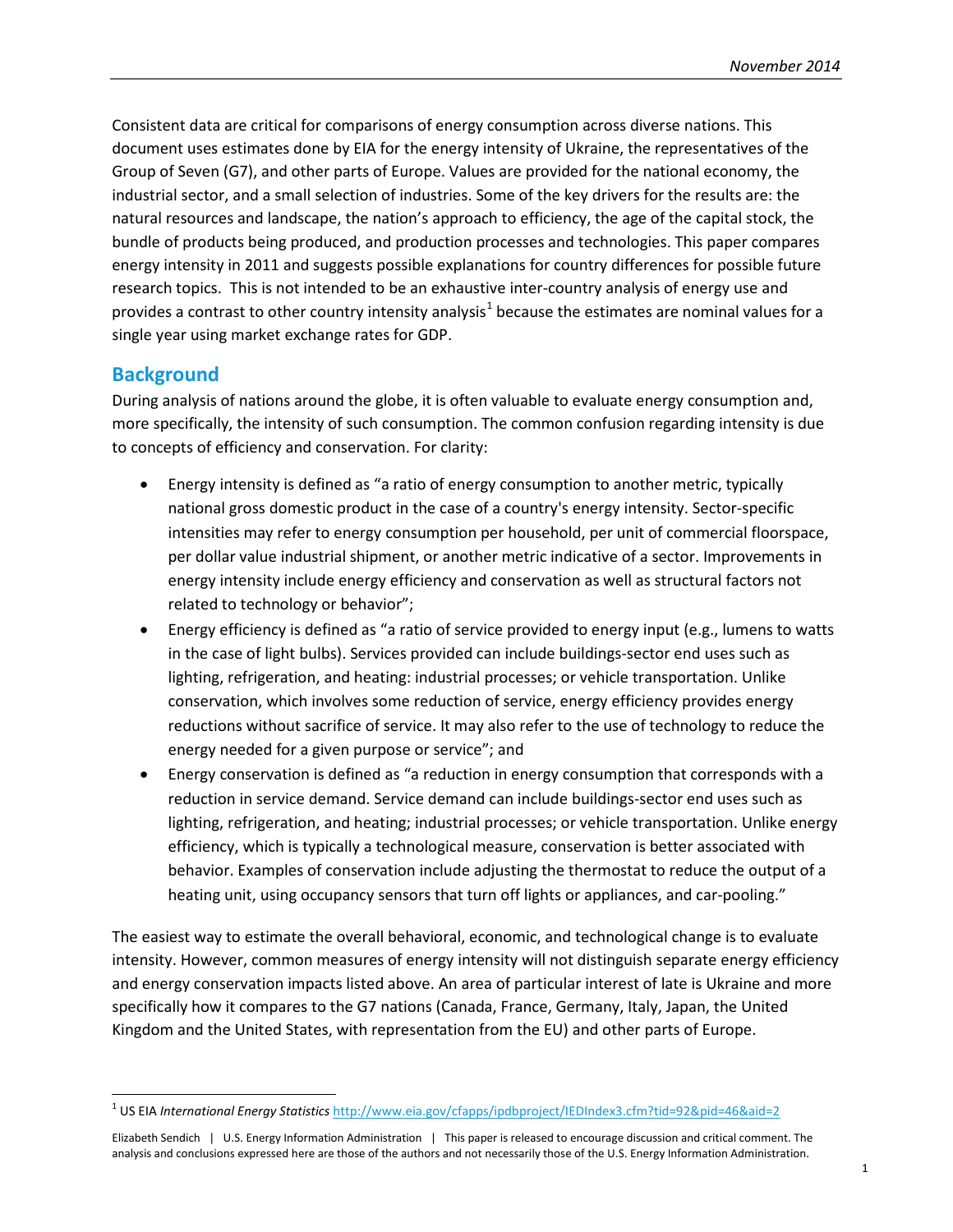Consistent data are critical for comparisons of energy consumption across diverse nations. This document uses estimates done by EIA for the energy intensity of Ukraine, the representatives of the Group of Seven (G7), and other parts of Europe. Values are provided for the national economy, the industrial sector, and a small selection of industries. Some of the key drivers for the results are: the natural resources and landscape, the nation's approach to efficiency, the age of the capital stock, the bundle of products being produced, and production processes and technologies. This paper compares energy intensity in 2011 and suggests possible explanations for country differences for possible future research topics. This is not intended to be an exhaustive inter-country analysis of energy use and provides a contrast to other country intensity analysis[1] because the estimates are nominal values for a single year using market exchange rates for GDP.

## Background

During analysis of nations around the globe, it is often valuable to evaluate energy consumption and, more specifically, the intensity of such consumption. The common confusion regarding intensity is due to concepts of efficiency and conservation. For clarity:

- Energy intensity is defined as "a ratio of energy consumption to another metric, typically national gross domestic product in the case of a country's energy intensity. Sector-specific intensities may refer to energy consumption per household, per unit of commercial floorspace, per dollar value industrial shipment, or another metric indicative of a sector. Improvements in energy intensity include energy efficiency and conservation as well as structural factors not related to technology or behavior";
- Energy efficiency is defined as "a ratio of service provided to energy input (e.g., lumens to watts in the case of light bulbs). Services provided can include buildings-sector end uses such as lighting, refrigeration, and heating: industrial processes; or vehicle transportation. Unlike conservation, which involves some reduction of service, energy efficiency provides energy reductions without sacrifice of service. It may also refer to the use of technology to reduce the energy needed for a given purpose or service"; and
- Energy conservation is defined as "a reduction in energy consumption that corresponds with a reduction in service demand. Service demand can include buildings-sector end uses such as lighting, refrigeration, and heating; industrial processes; or vehicle transportation. Unlike energy efficiency, which is typically a technological measure, conservation is better associated with behavior. Examples of conservation include adjusting the thermostat to reduce the output of a heating unit, using occupancy sensors that turn off lights or appliances, and car-pooling."

The easiest way to estimate the overall behavioral, economic, and technological change is to evaluate intensity. However, common measures of energy intensity will not distinguish separate energy efficiency and energy conservation impacts listed above. An area of particular interest of late is Ukraine and more specifically how it compares to the G7 nations (Canada, France, Germany, Italy, Japan, the United Kingdom and the United States, with representation from the EU) and other parts of Europe.

[1] US EIA *International Energy Statistics* http://www.eia.gov/cfapps/ipdbproject/IEDIndex3.cfm?tid=92&pid=46&aid=2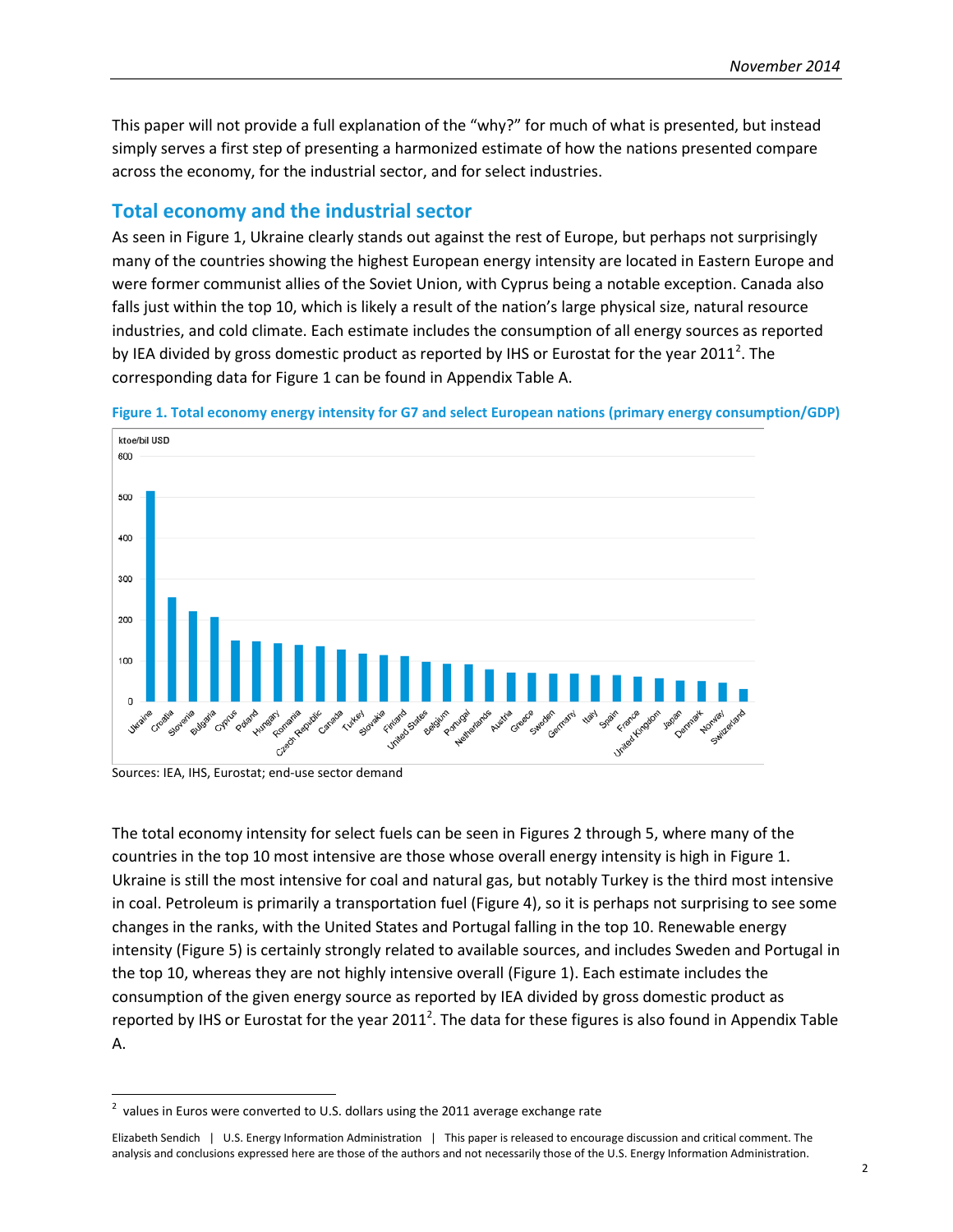This paper will not provide a full explanation of the "why?" for much of what is presented, but instead simply serves a first step of presenting a harmonized estimate of how the nations presented compare across the economy, for the industrial sector, and for select industries.

## Total economy and the industrial sector

As seen in Figure 1, Ukraine clearly stands out against the rest of Europe, but perhaps not surprisingly many of the countries showing the highest European energy intensity are located in Eastern Europe and were former communist allies of the Soviet Union, with Cyprus being a notable exception. Canada also falls just within the top 10, which is likely a result of the nation's large physical size, natural resource industries, and cold climate. Each estimate includes the consumption of all energy sources as reported by IEA divided by gross domestic product as reported by IHS or Eurostat for the year 2011[2]. The corresponding data for Figure 1 can be found in Appendix Table A.

**Figure 1. Total economy energy intensity for G7 and select European nations (primary energy consumption/GDP)**

Sources: IEA, IHS, Eurostat; end-use sector demand

The total economy intensity for select fuels can be seen in Figures 2 through 5, where many of the countries in the top 10 most intensive are those whose overall energy intensity is high in Figure 1. Ukraine is still the most intensive for coal and natural gas, but notably Turkey is the third most intensive in coal. Petroleum is primarily a transportation fuel (Figure 4), so it is perhaps not surprising to see some changes in the ranks, with the United States and Portugal falling in the top 10. Renewable energy intensity (Figure 5) is certainly strongly related to available sources, and includes Sweden and Portugal in the top 10, whereas they are not highly intensive overall (Figure 1). Each estimate includes the consumption of the given energy source as reported by IEA divided by gross domestic product as reported by IHS or Eurostat for the year 2011[2]. The data for these figures is also found in Appendix Table A.

---

[2] values in Euros were converted to U.S. dollars using the 2011 average exchange rate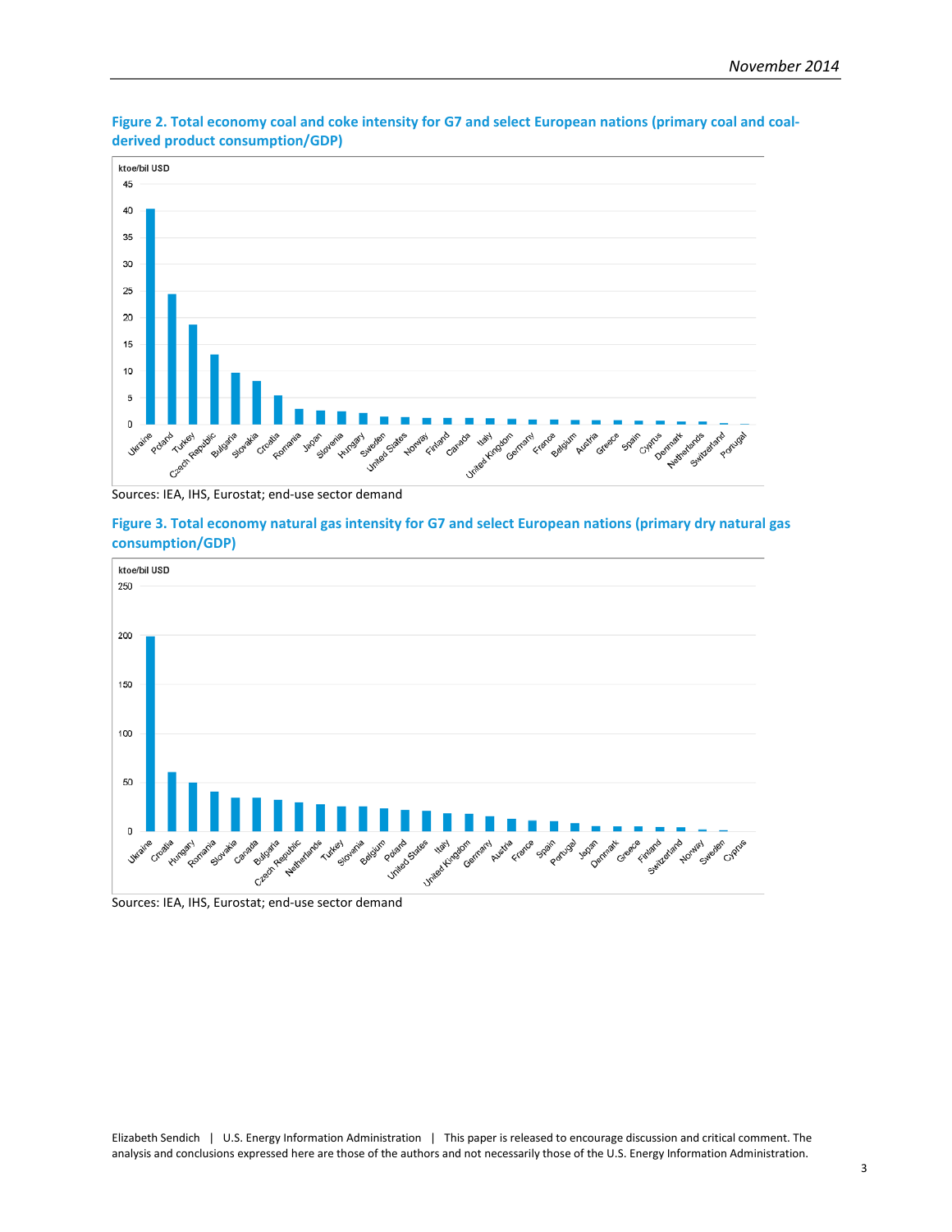**Figure 2. Total economy coal and coke intensity for G7 and select European nations (primary coal and coal-derived product consumption/GDP)**

Sources: IEA, IHS, Eurostat; end-use sector demand

**Figure 3. Total economy natural gas intensity for G7 and select European nations (primary dry natural gas consumption/GDP)**

Sources: IEA, IHS, Eurostat; end-use sector demand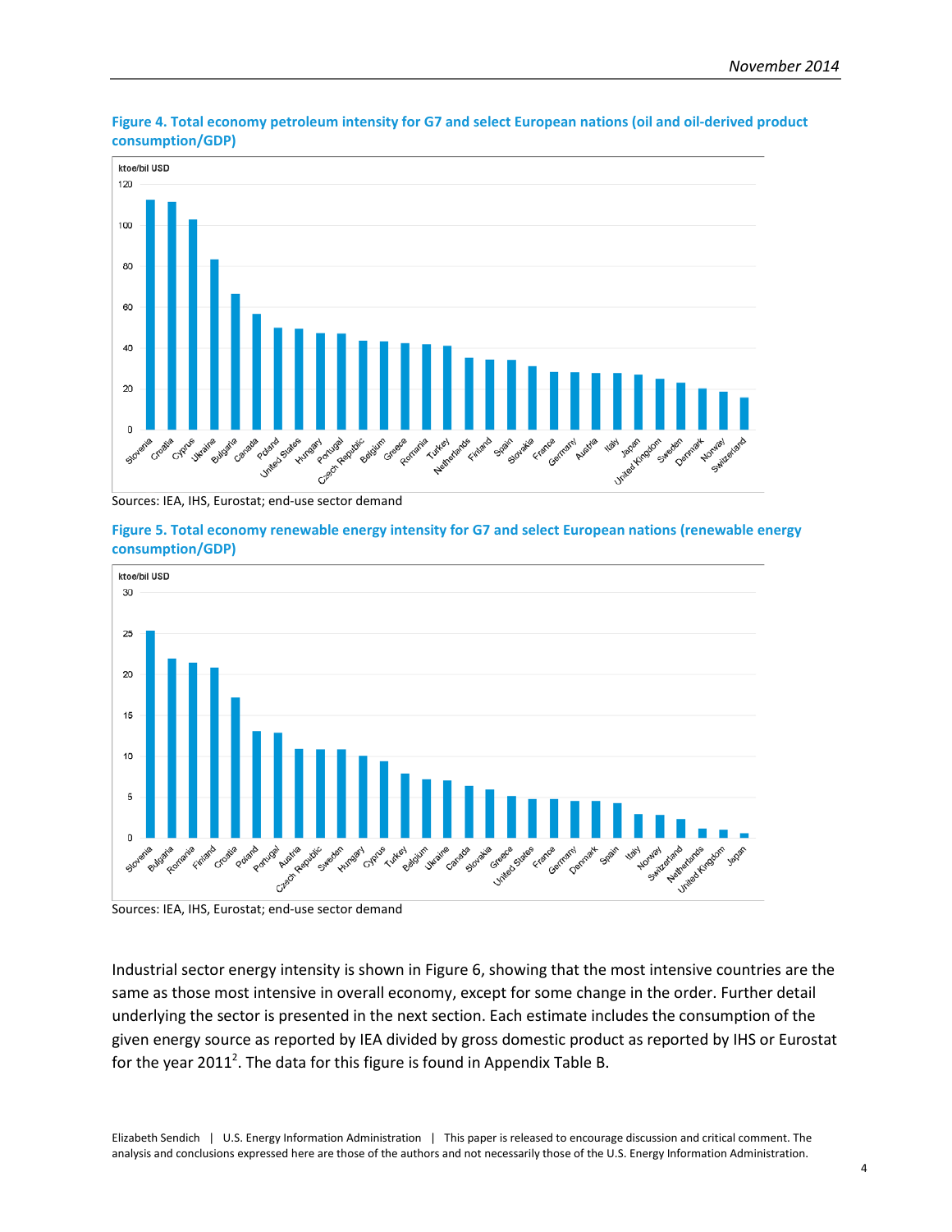**Figure 4. Total economy petroleum intensity for G7 and select European nations (oil and oil-derived product consumption/GDP)**

Sources: IEA, IHS, Eurostat; end-use sector demand

**Figure 5. Total economy renewable energy intensity for G7 and select European nations (renewable energy consumption/GDP)**

Sources: IEA, IHS, Eurostat; end-use sector demand

Industrial sector energy intensity is shown in Figure 6, showing that the most intensive countries are the same as those most intensive in overall economy, except for some change in the order. Further detail underlying the sector is presented in the next section. Each estimate includes the consumption of the given energy source as reported by IEA divided by gross domestic product as reported by IHS or Eurostat for the year 2011[2]. The data for this figure is found in Appendix Table B.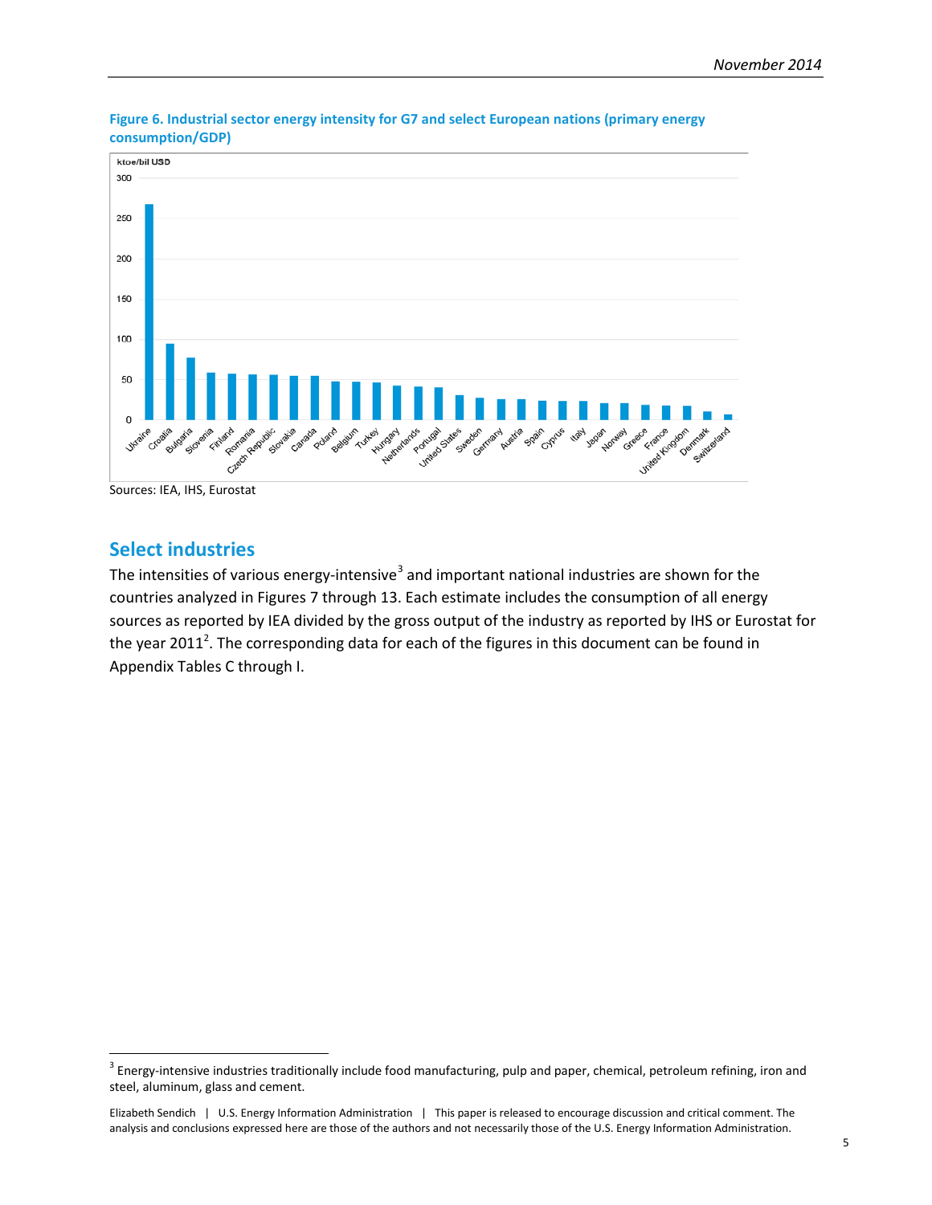**Figure 6. Industrial sector energy intensity for G7 and select European nations (primary energy consumption/GDP)**

Sources: IEA, IHS, Eurostat

## Select industries

The intensities of various energy-intensive[3] and important national industries are shown for the countries analyzed in Figures 7 through 13. Each estimate includes the consumption of all energy sources as reported by IEA divided by the gross output of the industry as reported by IHS or Eurostat for the year 2011[2]. The corresponding data for each of the figures in this document can be found in Appendix Tables C through I.

[3] Energy-intensive industries traditionally include food manufacturing, pulp and paper, chemical, petroleum refining, iron and steel, aluminum, glass and cement.

Elizabeth Sendich | U.S. Energy Information Administration | This paper is released to encourage discussion and critical comment. The analysis and conclusions expressed here are those of the authors and not necessarily those of the U.S. Energy Information Administration.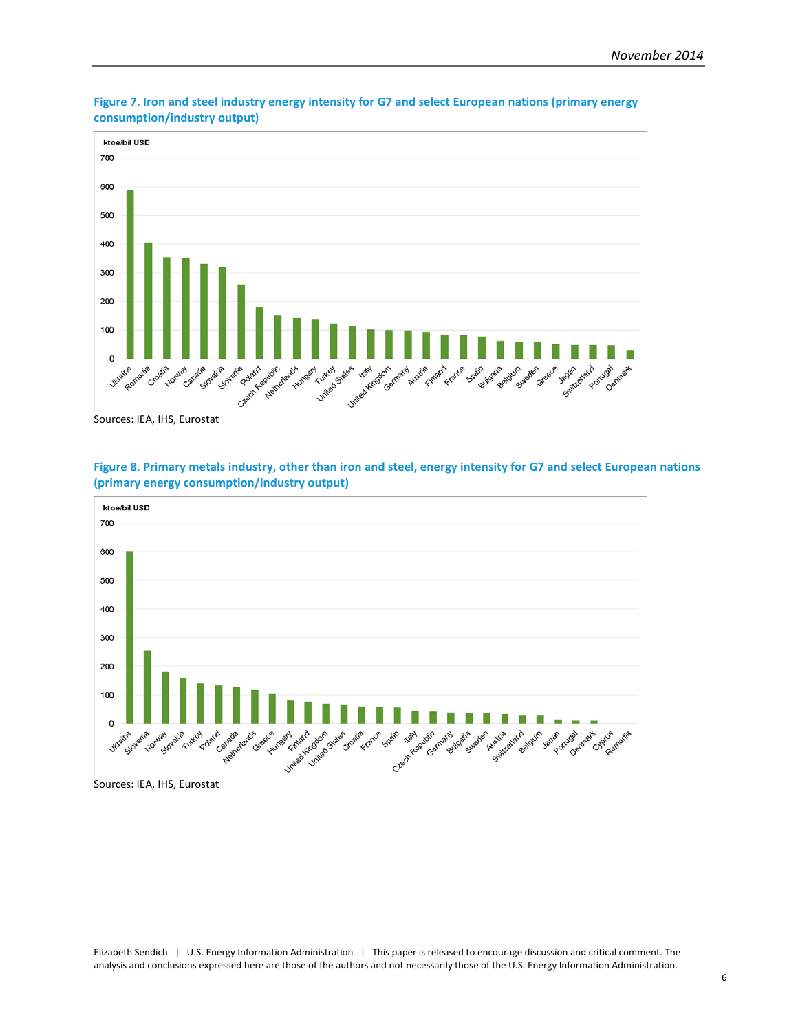**Figure 7. Iron and steel industry energy intensity for G7 and select European nations (primary energy consumption/industry output)**

Sources: IEA, IHS, Eurostat

**Figure 8. Primary metals industry, other than iron and steel, energy intensity for G7 and select European nations (primary energy consumption/industry output)**

Sources: IEA, IHS, Eurostat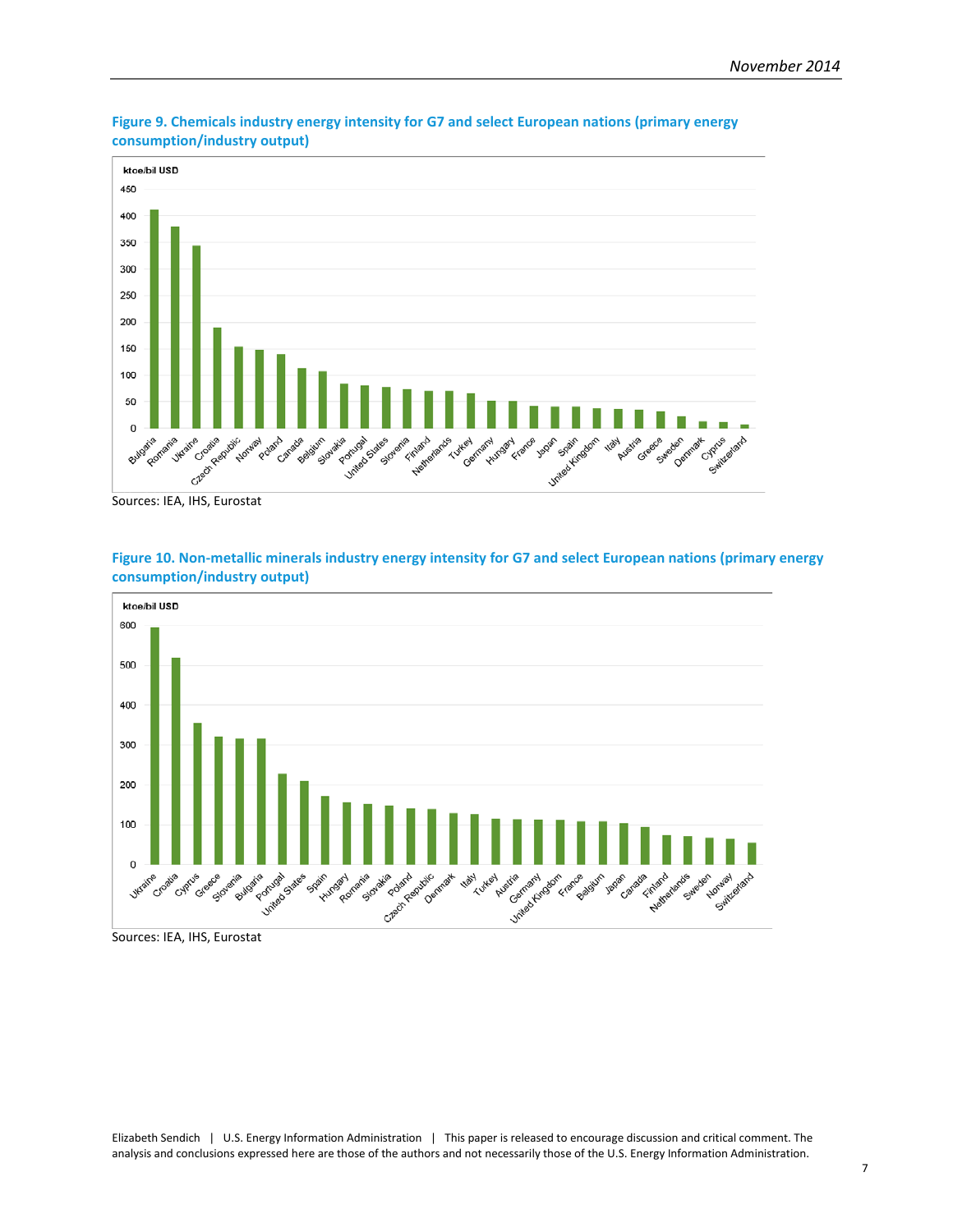**Figure 9. Chemicals industry energy intensity for G7 and select European nations (primary energy consumption/industry output)**

Sources: IEA, IHS, Eurostat

**Figure 10. Non-metallic minerals industry energy intensity for G7 and select European nations (primary energy consumption/industry output)**

Sources: IEA, IHS, Eurostat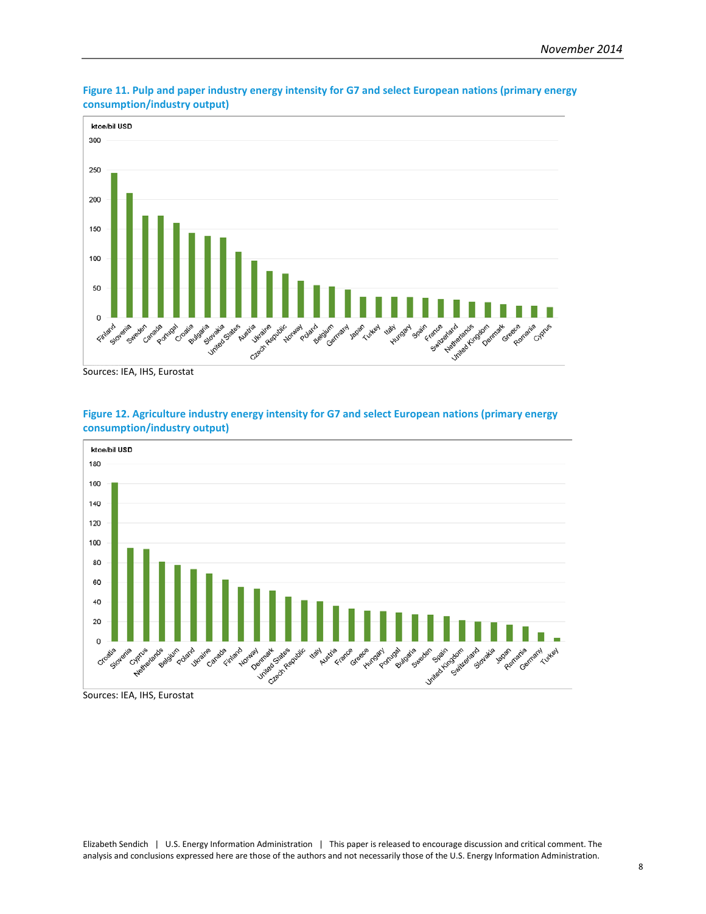**Figure 11. Pulp and paper industry energy intensity for G7 and select European nations (primary energy consumption/industry output)**

Sources: IEA, IHS, Eurostat

**Figure 12. Agriculture industry energy intensity for G7 and select European nations (primary energy consumption/industry output)**

Sources: IEA, IHS, Eurostat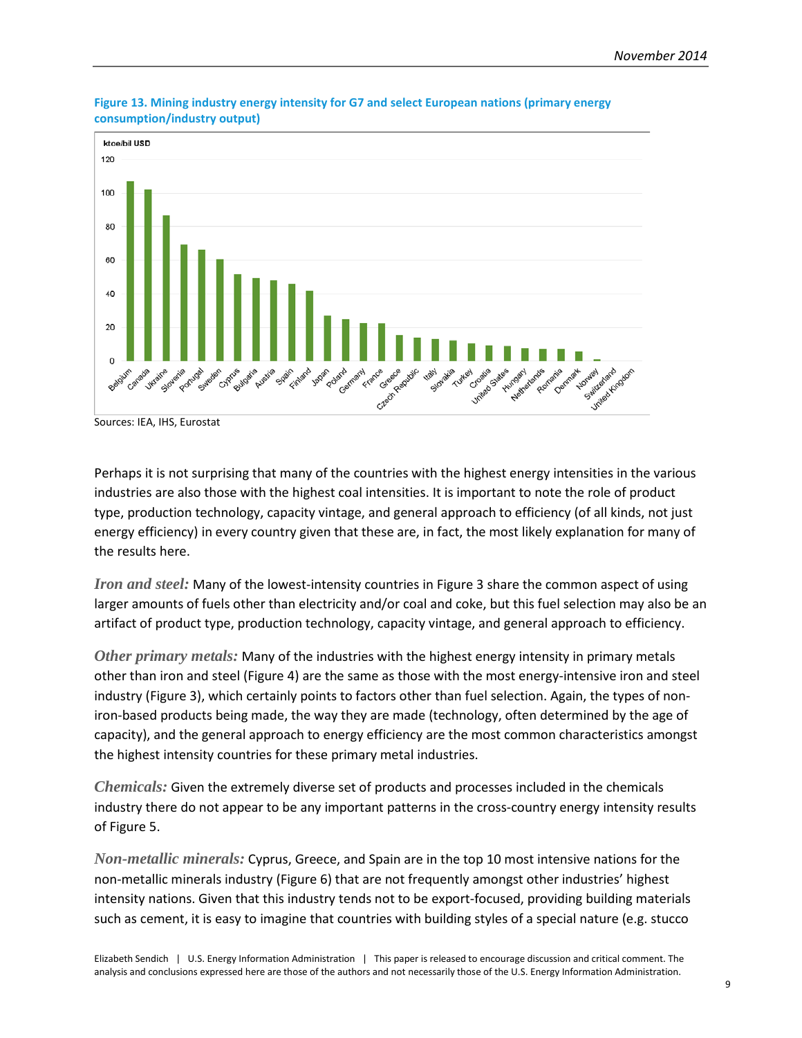**Figure 13. Mining industry energy intensity for G7 and select European nations (primary energy consumption/industry output)**

Sources: IEA, IHS, Eurostat

Perhaps it is not surprising that many of the countries with the highest energy intensities in the various industries are also those with the highest coal intensities. It is important to note the role of product type, production technology, capacity vintage, and general approach to efficiency (of all kinds, not just energy efficiency) in every country given that these are, in fact, the most likely explanation for many of the results here.

*Iron and steel:* Many of the lowest-intensity countries in Figure 3 share the common aspect of using larger amounts of fuels other than electricity and/or coal and coke, but this fuel selection may also be an artifact of product type, production technology, capacity vintage, and general approach to efficiency.

*Other primary metals:* Many of the industries with the highest energy intensity in primary metals other than iron and steel (Figure 4) are the same as those with the most energy-intensive iron and steel industry (Figure 3), which certainly points to factors other than fuel selection. Again, the types of non-iron-based products being made, the way they are made (technology, often determined by the age of capacity), and the general approach to energy efficiency are the most common characteristics amongst the highest intensity countries for these primary metal industries.

*Chemicals:* Given the extremely diverse set of products and processes included in the chemicals industry there do not appear to be any important patterns in the cross-country energy intensity results of Figure 5.

*Non-metallic minerals:* Cyprus, Greece, and Spain are in the top 10 most intensive nations for the non-metallic minerals industry (Figure 6) that are not frequently amongst other industries' highest intensity nations. Given that this industry tends not to be export-focused, providing building materials such as cement, it is easy to imagine that countries with building styles of a special nature (e.g. stucco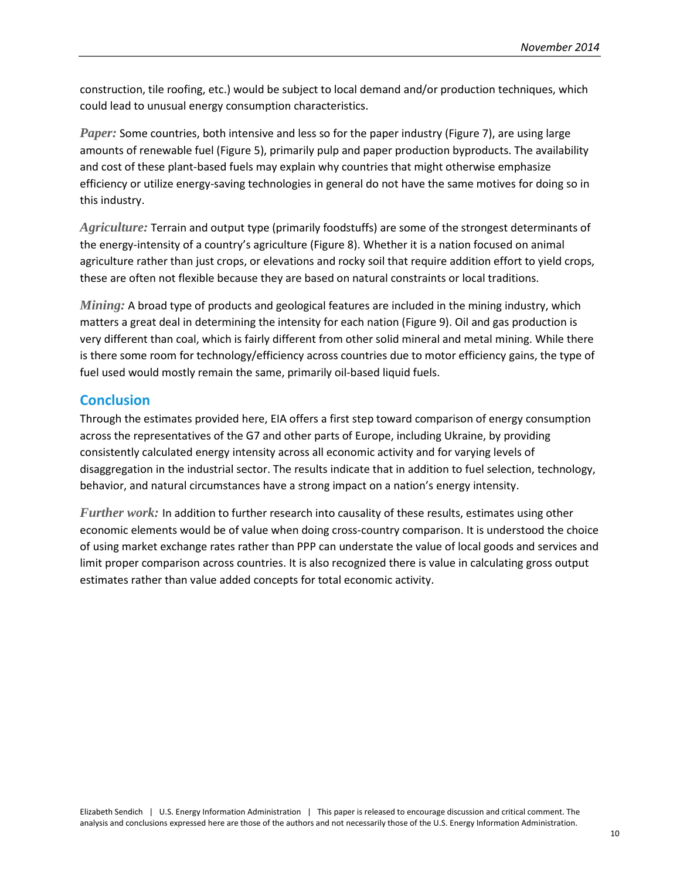construction, tile roofing, etc.) would be subject to local demand and/or production techniques, which could lead to unusual energy consumption characteristics.

***Paper:*** Some countries, both intensive and less so for the paper industry (Figure 7), are using large amounts of renewable fuel (Figure 5), primarily pulp and paper production byproducts. The availability and cost of these plant-based fuels may explain why countries that might otherwise emphasize efficiency or utilize energy-saving technologies in general do not have the same motives for doing so in this industry.

***Agriculture:*** Terrain and output type (primarily foodstuffs) are some of the strongest determinants of the energy-intensity of a country's agriculture (Figure 8). Whether it is a nation focused on animal agriculture rather than just crops, or elevations and rocky soil that require addition effort to yield crops, these are often not flexible because they are based on natural constraints or local traditions.

***Mining:*** A broad type of products and geological features are included in the mining industry, which matters a great deal in determining the intensity for each nation (Figure 9). Oil and gas production is very different than coal, which is fairly different from other solid mineral and metal mining. While there is there some room for technology/efficiency across countries due to motor efficiency gains, the type of fuel used would mostly remain the same, primarily oil-based liquid fuels.

## Conclusion

Through the estimates provided here, EIA offers a first step toward comparison of energy consumption across the representatives of the G7 and other parts of Europe, including Ukraine, by providing consistently calculated energy intensity across all economic activity and for varying levels of disaggregation in the industrial sector. The results indicate that in addition to fuel selection, technology, behavior, and natural circumstances have a strong impact on a nation's energy intensity.

***Further work:*** In addition to further research into causality of these results, estimates using other economic elements would be of value when doing cross-country comparison. It is understood the choice of using market exchange rates rather than PPP can understate the value of local goods and services and limit proper comparison across countries. It is also recognized there is value in calculating gross output estimates rather than value added concepts for total economic activity.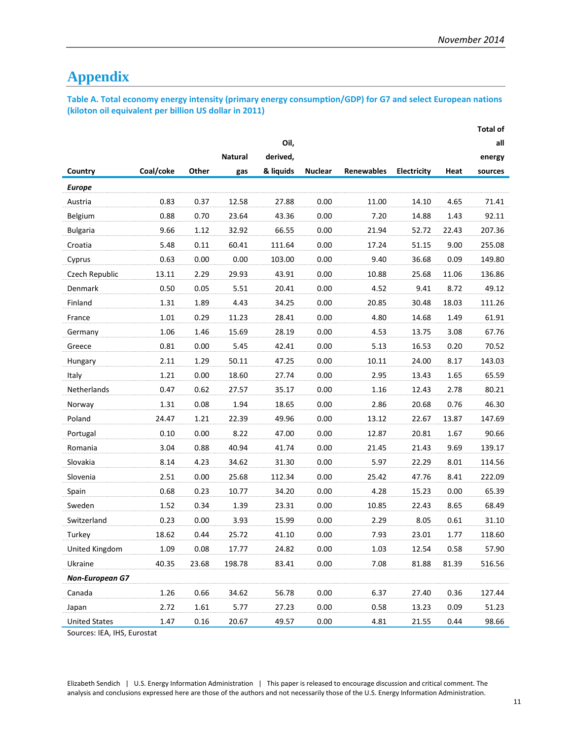# Appendix

**Table A. Total economy energy intensity (primary energy consumption/GDP) for G7 and select European nations (kiloton oil equivalent per billion US dollar in 2011)**

| Country | Coal/coke | Other | Natural gas | Oil, derived, & liquids | Nuclear | Renewables | Electricity | Heat | Total of all energy sources |
|---|---|---|---|---|---|---|---|---|---|
| ***Europe*** | | | | | | | | | |
| Austria | 0.83 | 0.37 | 12.58 | 27.88 | 0.00 | 11.00 | 14.10 | 4.65 | 71.41 |
| Belgium | 0.88 | 0.70 | 23.64 | 43.36 | 0.00 | 7.20 | 14.88 | 1.43 | 92.11 |
| Bulgaria | 9.66 | 1.12 | 32.92 | 66.55 | 0.00 | 21.94 | 52.72 | 22.43 | 207.36 |
| Croatia | 5.48 | 0.11 | 60.41 | 111.64 | 0.00 | 17.24 | 51.15 | 9.00 | 255.08 |
| Cyprus | 0.63 | 0.00 | 0.00 | 103.00 | 0.00 | 9.40 | 36.68 | 0.09 | 149.80 |
| Czech Republic | 13.11 | 2.29 | 29.93 | 43.91 | 0.00 | 10.88 | 25.68 | 11.06 | 136.86 |
| Denmark | 0.50 | 0.05 | 5.51 | 20.41 | 0.00 | 4.52 | 9.41 | 8.72 | 49.12 |
| Finland | 1.31 | 1.89 | 4.43 | 34.25 | 0.00 | 20.85 | 30.48 | 18.03 | 111.26 |
| France | 1.01 | 0.29 | 11.23 | 28.41 | 0.00 | 4.80 | 14.68 | 1.49 | 61.91 |
| Germany | 1.06 | 1.46 | 15.69 | 28.19 | 0.00 | 4.53 | 13.75 | 3.08 | 67.76 |
| Greece | 0.81 | 0.00 | 5.45 | 42.41 | 0.00 | 5.13 | 16.53 | 0.20 | 70.52 |
| Hungary | 2.11 | 1.29 | 50.11 | 47.25 | 0.00 | 10.11 | 24.00 | 8.17 | 143.03 |
| Italy | 1.21 | 0.00 | 18.60 | 27.74 | 0.00 | 2.95 | 13.43 | 1.65 | 65.59 |
| Netherlands | 0.47 | 0.62 | 27.57 | 35.17 | 0.00 | 1.16 | 12.43 | 2.78 | 80.21 |
| Norway | 1.31 | 0.08 | 1.94 | 18.65 | 0.00 | 2.86 | 20.68 | 0.76 | 46.30 |
| Poland | 24.47 | 1.21 | 22.39 | 49.96 | 0.00 | 13.12 | 22.67 | 13.87 | 147.69 |
| Portugal | 0.10 | 0.00 | 8.22 | 47.00 | 0.00 | 12.87 | 20.81 | 1.67 | 90.66 |
| Romania | 3.04 | 0.88 | 40.94 | 41.74 | 0.00 | 21.45 | 21.43 | 9.69 | 139.17 |
| Slovakia | 8.14 | 4.23 | 34.62 | 31.30 | 0.00 | 5.97 | 22.29 | 8.01 | 114.56 |
| Slovenia | 2.51 | 0.00 | 25.68 | 112.34 | 0.00 | 25.42 | 47.76 | 8.41 | 222.09 |
| Spain | 0.68 | 0.23 | 10.77 | 34.20 | 0.00 | 4.28 | 15.23 | 0.00 | 65.39 |
| Sweden | 1.52 | 0.34 | 1.39 | 23.31 | 0.00 | 10.85 | 22.43 | 8.65 | 68.49 |
| Switzerland | 0.23 | 0.00 | 3.93 | 15.99 | 0.00 | 2.29 | 8.05 | 0.61 | 31.10 |
| Turkey | 18.62 | 0.44 | 25.72 | 41.10 | 0.00 | 7.93 | 23.01 | 1.77 | 118.60 |
| United Kingdom | 1.09 | 0.08 | 17.77 | 24.82 | 0.00 | 1.03 | 12.54 | 0.58 | 57.90 |
| Ukraine | 40.35 | 23.68 | 198.78 | 83.41 | 0.00 | 7.08 | 81.88 | 81.39 | 516.56 |
| ***Non-European G7*** | | | | | | | | | |
| Canada | 1.26 | 0.66 | 34.62 | 56.78 | 0.00 | 6.37 | 27.40 | 0.36 | 127.44 |
| Japan | 2.72 | 1.61 | 5.77 | 27.23 | 0.00 | 0.58 | 13.23 | 0.09 | 51.23 |
| United States | 1.47 | 0.16 | 20.67 | 49.57 | 0.00 | 4.81 | 21.55 | 0.44 | 98.66 |

Sources: IEA, IHS, Eurostat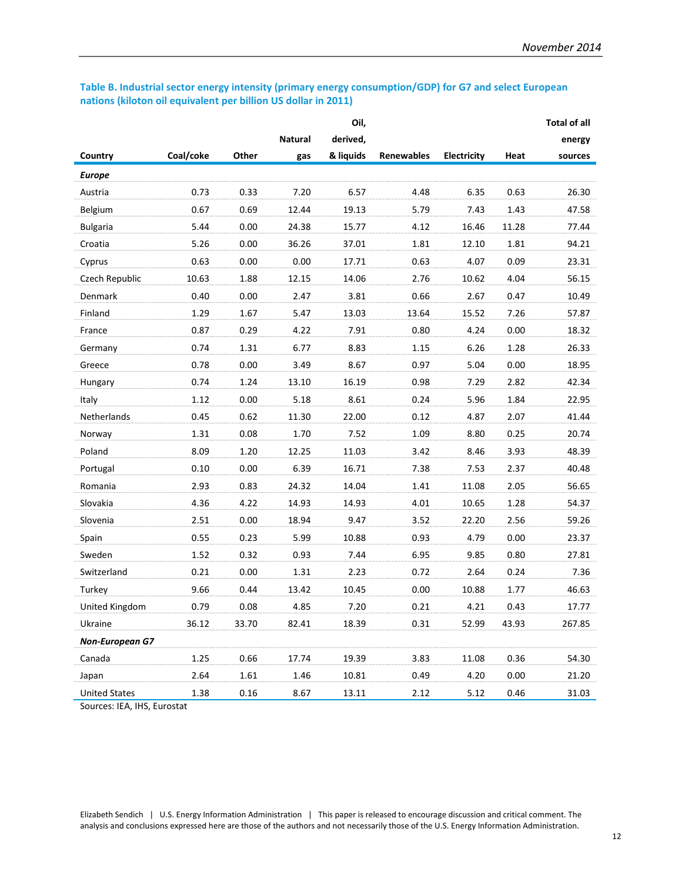**Table B. Industrial sector energy intensity (primary energy consumption/GDP) for G7 and select European nations (kiloton oil equivalent per billion US dollar in 2011)**

| Country | Coal/coke | Other | Natural gas | Oil, derived, & liquids | Renewables | Electricity | Heat | Total of all energy sources |
|---|---|---|---|---|---|---|---|---|
| ***Europe*** | | | | | | | | |
| Austria | 0.73 | 0.33 | 7.20 | 6.57 | 4.48 | 6.35 | 0.63 | 26.30 |
| Belgium | 0.67 | 0.69 | 12.44 | 19.13 | 5.79 | 7.43 | 1.43 | 47.58 |
| Bulgaria | 5.44 | 0.00 | 24.38 | 15.77 | 4.12 | 16.46 | 11.28 | 77.44 |
| Croatia | 5.26 | 0.00 | 36.26 | 37.01 | 1.81 | 12.10 | 1.81 | 94.21 |
| Cyprus | 0.63 | 0.00 | 0.00 | 17.71 | 0.63 | 4.07 | 0.09 | 23.31 |
| Czech Republic | 10.63 | 1.88 | 12.15 | 14.06 | 2.76 | 10.62 | 4.04 | 56.15 |
| Denmark | 0.40 | 0.00 | 2.47 | 3.81 | 0.66 | 2.67 | 0.47 | 10.49 |
| Finland | 1.29 | 1.67 | 5.47 | 13.03 | 13.64 | 15.52 | 7.26 | 57.87 |
| France | 0.87 | 0.29 | 4.22 | 7.91 | 0.80 | 4.24 | 0.00 | 18.32 |
| Germany | 0.74 | 1.31 | 6.77 | 8.83 | 1.15 | 6.26 | 1.28 | 26.33 |
| Greece | 0.78 | 0.00 | 3.49 | 8.67 | 0.97 | 5.04 | 0.00 | 18.95 |
| Hungary | 0.74 | 1.24 | 13.10 | 16.19 | 0.98 | 7.29 | 2.82 | 42.34 |
| Italy | 1.12 | 0.00 | 5.18 | 8.61 | 0.24 | 5.96 | 1.84 | 22.95 |
| Netherlands | 0.45 | 0.62 | 11.30 | 22.00 | 0.12 | 4.87 | 2.07 | 41.44 |
| Norway | 1.31 | 0.08 | 1.70 | 7.52 | 1.09 | 8.80 | 0.25 | 20.74 |
| Poland | 8.09 | 1.20 | 12.25 | 11.03 | 3.42 | 8.46 | 3.93 | 48.39 |
| Portugal | 0.10 | 0.00 | 6.39 | 16.71 | 7.38 | 7.53 | 2.37 | 40.48 |
| Romania | 2.93 | 0.83 | 24.32 | 14.04 | 1.41 | 11.08 | 2.05 | 56.65 |
| Slovakia | 4.36 | 4.22 | 14.93 | 14.93 | 4.01 | 10.65 | 1.28 | 54.37 |
| Slovenia | 2.51 | 0.00 | 18.94 | 9.47 | 3.52 | 22.20 | 2.56 | 59.26 |
| Spain | 0.55 | 0.23 | 5.99 | 10.88 | 0.93 | 4.79 | 0.00 | 23.37 |
| Sweden | 1.52 | 0.32 | 0.93 | 7.44 | 6.95 | 9.85 | 0.80 | 27.81 |
| Switzerland | 0.21 | 0.00 | 1.31 | 2.23 | 0.72 | 2.64 | 0.24 | 7.36 |
| Turkey | 9.66 | 0.44 | 13.42 | 10.45 | 0.00 | 10.88 | 1.77 | 46.63 |
| United Kingdom | 0.79 | 0.08 | 4.85 | 7.20 | 0.21 | 4.21 | 0.43 | 17.77 |
| Ukraine | 36.12 | 33.70 | 82.41 | 18.39 | 0.31 | 52.99 | 43.93 | 267.85 |
| ***Non-European G7*** | | | | | | | | |
| Canada | 1.25 | 0.66 | 17.74 | 19.39 | 3.83 | 11.08 | 0.36 | 54.30 |
| Japan | 2.64 | 1.61 | 1.46 | 10.81 | 0.49 | 4.20 | 0.00 | 21.20 |
| United States | 1.38 | 0.16 | 8.67 | 13.11 | 2.12 | 5.12 | 0.46 | 31.03 |

Sources: IEA, IHS, Eurostat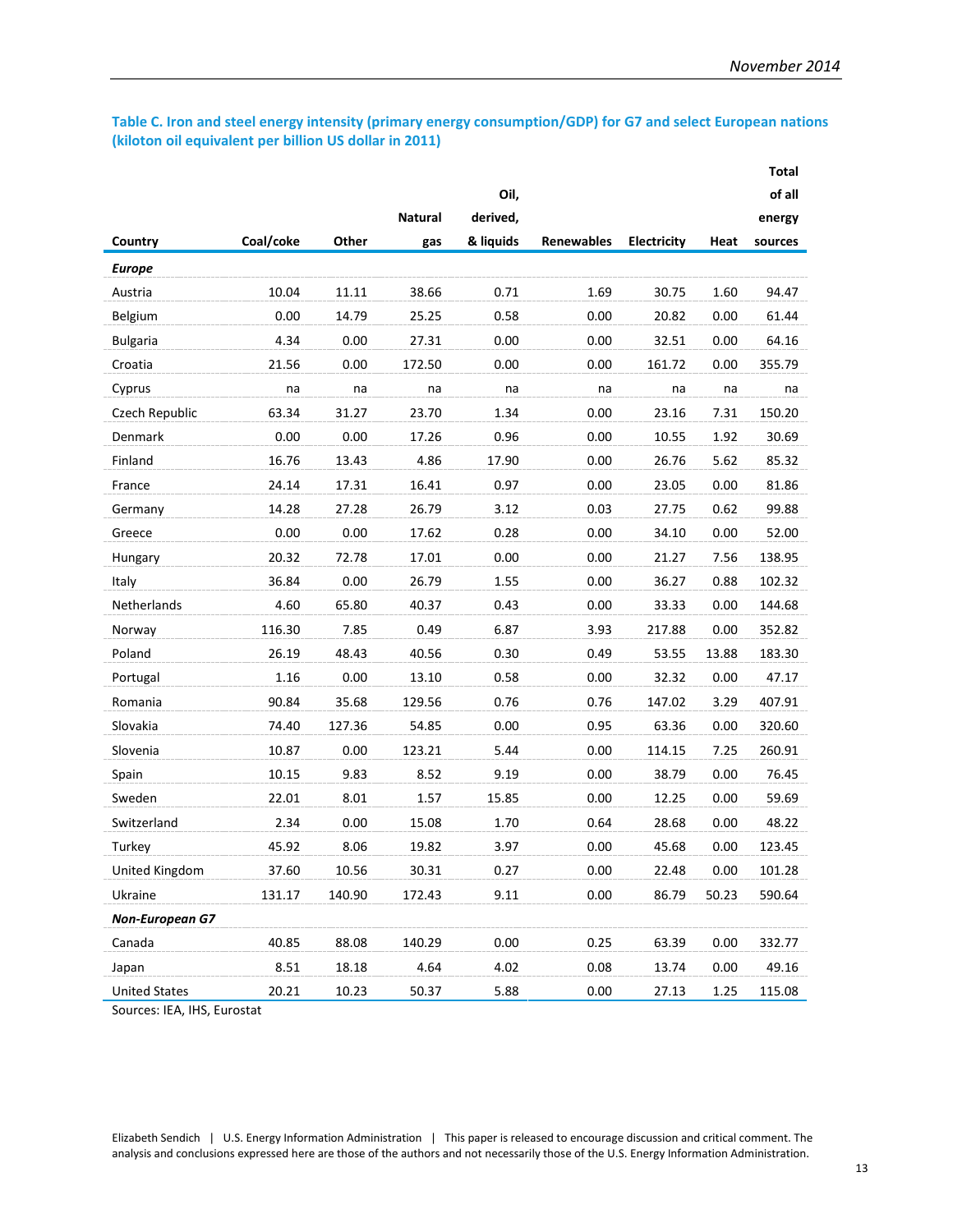**Table C. Iron and steel energy intensity (primary energy consumption/GDP) for G7 and select European nations (kiloton oil equivalent per billion US dollar in 2011)**

| Country | Coal/coke | Other | Natural gas | Oil, derived, & liquids | Renewables | Electricity | Heat | Total of all energy sources |
|---|---|---|---|---|---|---|---|---|
| ***Europe*** | | | | | | | | |
| Austria | 10.04 | 11.11 | 38.66 | 0.71 | 1.69 | 30.75 | 1.60 | 94.47 |
| Belgium | 0.00 | 14.79 | 25.25 | 0.58 | 0.00 | 20.82 | 0.00 | 61.44 |
| Bulgaria | 4.34 | 0.00 | 27.31 | 0.00 | 0.00 | 32.51 | 0.00 | 64.16 |
| Croatia | 21.56 | 0.00 | 172.50 | 0.00 | 0.00 | 161.72 | 0.00 | 355.79 |
| Cyprus | na | na | na | na | na | na | na | na |
| Czech Republic | 63.34 | 31.27 | 23.70 | 1.34 | 0.00 | 23.16 | 7.31 | 150.20 |
| Denmark | 0.00 | 0.00 | 17.26 | 0.96 | 0.00 | 10.55 | 1.92 | 30.69 |
| Finland | 16.76 | 13.43 | 4.86 | 17.90 | 0.00 | 26.76 | 5.62 | 85.32 |
| France | 24.14 | 17.31 | 16.41 | 0.97 | 0.00 | 23.05 | 0.00 | 81.86 |
| Germany | 14.28 | 27.28 | 26.79 | 3.12 | 0.03 | 27.75 | 0.62 | 99.88 |
| Greece | 0.00 | 0.00 | 17.62 | 0.28 | 0.00 | 34.10 | 0.00 | 52.00 |
| Hungary | 20.32 | 72.78 | 17.01 | 0.00 | 0.00 | 21.27 | 7.56 | 138.95 |
| Italy | 36.84 | 0.00 | 26.79 | 1.55 | 0.00 | 36.27 | 0.88 | 102.32 |
| Netherlands | 4.60 | 65.80 | 40.37 | 0.43 | 0.00 | 33.33 | 0.00 | 144.68 |
| Norway | 116.30 | 7.85 | 0.49 | 6.87 | 3.93 | 217.88 | 0.00 | 352.82 |
| Poland | 26.19 | 48.43 | 40.56 | 0.30 | 0.49 | 53.55 | 13.88 | 183.30 |
| Portugal | 1.16 | 0.00 | 13.10 | 0.58 | 0.00 | 32.32 | 0.00 | 47.17 |
| Romania | 90.84 | 35.68 | 129.56 | 0.76 | 0.76 | 147.02 | 3.29 | 407.91 |
| Slovakia | 74.40 | 127.36 | 54.85 | 0.00 | 0.95 | 63.36 | 0.00 | 320.60 |
| Slovenia | 10.87 | 0.00 | 123.21 | 5.44 | 0.00 | 114.15 | 7.25 | 260.91 |
| Spain | 10.15 | 9.83 | 8.52 | 9.19 | 0.00 | 38.79 | 0.00 | 76.45 |
| Sweden | 22.01 | 8.01 | 1.57 | 15.85 | 0.00 | 12.25 | 0.00 | 59.69 |
| Switzerland | 2.34 | 0.00 | 15.08 | 1.70 | 0.64 | 28.68 | 0.00 | 48.22 |
| Turkey | 45.92 | 8.06 | 19.82 | 3.97 | 0.00 | 45.68 | 0.00 | 123.45 |
| United Kingdom | 37.60 | 10.56 | 30.31 | 0.27 | 0.00 | 22.48 | 0.00 | 101.28 |
| Ukraine | 131.17 | 140.90 | 172.43 | 9.11 | 0.00 | 86.79 | 50.23 | 590.64 |
| ***Non-European G7*** | | | | | | | | |
| Canada | 40.85 | 88.08 | 140.29 | 0.00 | 0.25 | 63.39 | 0.00 | 332.77 |
| Japan | 8.51 | 18.18 | 4.64 | 4.02 | 0.08 | 13.74 | 0.00 | 49.16 |
| United States | 20.21 | 10.23 | 50.37 | 5.88 | 0.00 | 27.13 | 1.25 | 115.08 |

Sources: IEA, IHS, Eurostat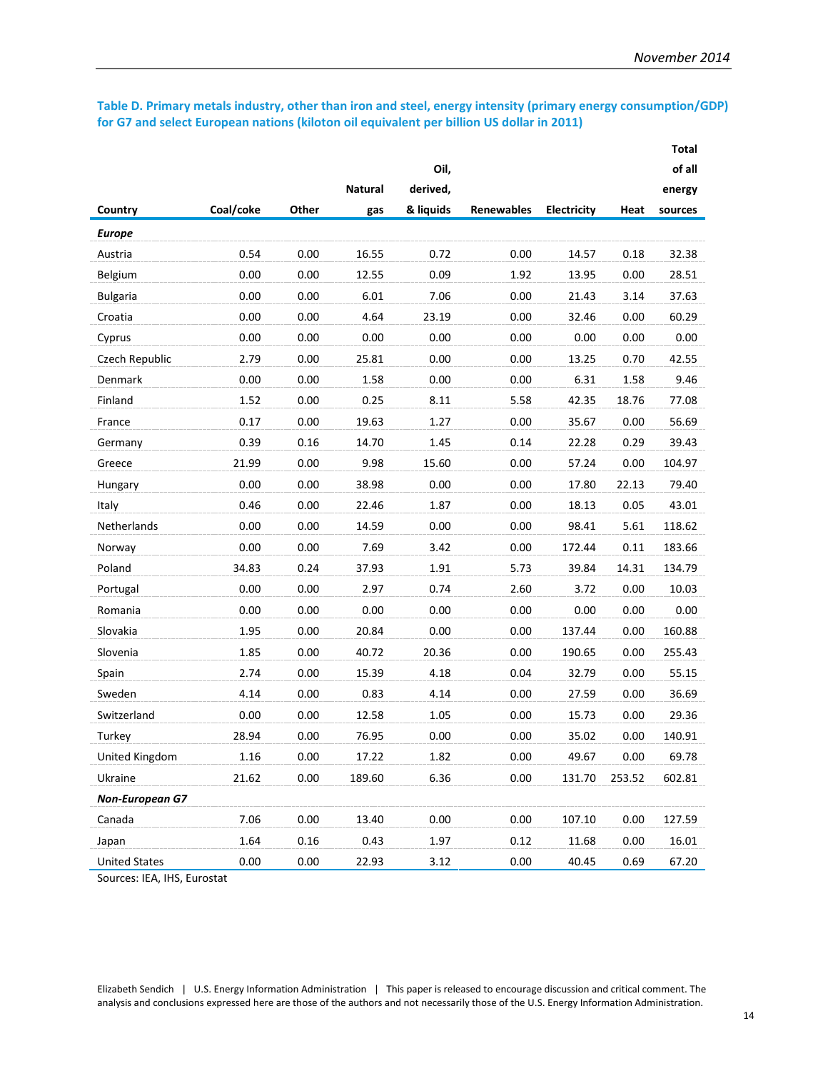**Table D. Primary metals industry, other than iron and steel, energy intensity (primary energy consumption/GDP) for G7 and select European nations (kiloton oil equivalent per billion US dollar in 2011)**

| Country | Coal/coke | Other | Natural gas | Oil, derived, & liquids | Renewables | Electricity | Heat | Total of all energy sources |
|---|---|---|---|---|---|---|---|---|
| ***Europe*** | | | | | | | | |
| Austria | 0.54 | 0.00 | 16.55 | 0.72 | 0.00 | 14.57 | 0.18 | 32.38 |
| Belgium | 0.00 | 0.00 | 12.55 | 0.09 | 1.92 | 13.95 | 0.00 | 28.51 |
| Bulgaria | 0.00 | 0.00 | 6.01 | 7.06 | 0.00 | 21.43 | 3.14 | 37.63 |
| Croatia | 0.00 | 0.00 | 4.64 | 23.19 | 0.00 | 32.46 | 0.00 | 60.29 |
| Cyprus | 0.00 | 0.00 | 0.00 | 0.00 | 0.00 | 0.00 | 0.00 | 0.00 |
| Czech Republic | 2.79 | 0.00 | 25.81 | 0.00 | 0.00 | 13.25 | 0.70 | 42.55 |
| Denmark | 0.00 | 0.00 | 1.58 | 0.00 | 0.00 | 6.31 | 1.58 | 9.46 |
| Finland | 1.52 | 0.00 | 0.25 | 8.11 | 5.58 | 42.35 | 18.76 | 77.08 |
| France | 0.17 | 0.00 | 19.63 | 1.27 | 0.00 | 35.67 | 0.00 | 56.69 |
| Germany | 0.39 | 0.16 | 14.70 | 1.45 | 0.14 | 22.28 | 0.29 | 39.43 |
| Greece | 21.99 | 0.00 | 9.98 | 15.60 | 0.00 | 57.24 | 0.00 | 104.97 |
| Hungary | 0.00 | 0.00 | 38.98 | 0.00 | 0.00 | 17.80 | 22.13 | 79.40 |
| Italy | 0.46 | 0.00 | 22.46 | 1.87 | 0.00 | 18.13 | 0.05 | 43.01 |
| Netherlands | 0.00 | 0.00 | 14.59 | 0.00 | 0.00 | 98.41 | 5.61 | 118.62 |
| Norway | 0.00 | 0.00 | 7.69 | 3.42 | 0.00 | 172.44 | 0.11 | 183.66 |
| Poland | 34.83 | 0.24 | 37.93 | 1.91 | 5.73 | 39.84 | 14.31 | 134.79 |
| Portugal | 0.00 | 0.00 | 2.97 | 0.74 | 2.60 | 3.72 | 0.00 | 10.03 |
| Romania | 0.00 | 0.00 | 0.00 | 0.00 | 0.00 | 0.00 | 0.00 | 0.00 |
| Slovakia | 1.95 | 0.00 | 20.84 | 0.00 | 0.00 | 137.44 | 0.00 | 160.88 |
| Slovenia | 1.85 | 0.00 | 40.72 | 20.36 | 0.00 | 190.65 | 0.00 | 255.43 |
| Spain | 2.74 | 0.00 | 15.39 | 4.18 | 0.04 | 32.79 | 0.00 | 55.15 |
| Sweden | 4.14 | 0.00 | 0.83 | 4.14 | 0.00 | 27.59 | 0.00 | 36.69 |
| Switzerland | 0.00 | 0.00 | 12.58 | 1.05 | 0.00 | 15.73 | 0.00 | 29.36 |
| Turkey | 28.94 | 0.00 | 76.95 | 0.00 | 0.00 | 35.02 | 0.00 | 140.91 |
| United Kingdom | 1.16 | 0.00 | 17.22 | 1.82 | 0.00 | 49.67 | 0.00 | 69.78 |
| Ukraine | 21.62 | 0.00 | 189.60 | 6.36 | 0.00 | 131.70 | 253.52 | 602.81 |
| ***Non-European G7*** | | | | | | | | |
| Canada | 7.06 | 0.00 | 13.40 | 0.00 | 0.00 | 107.10 | 0.00 | 127.59 |
| Japan | 1.64 | 0.16 | 0.43 | 1.97 | 0.12 | 11.68 | 0.00 | 16.01 |
| United States | 0.00 | 0.00 | 22.93 | 3.12 | 0.00 | 40.45 | 0.69 | 67.20 |

Sources: IEA, IHS, Eurostat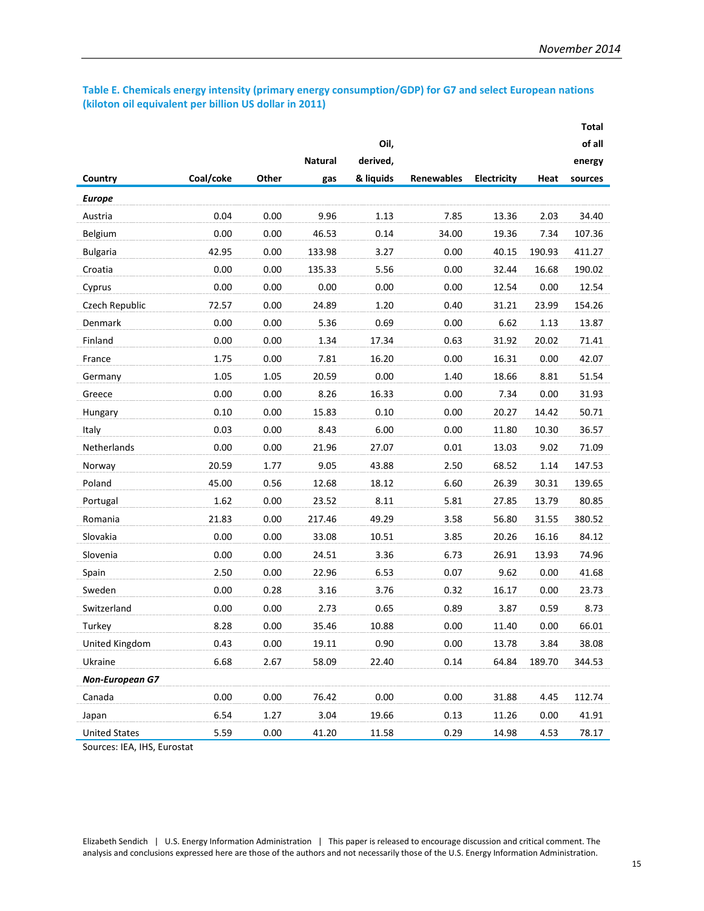**Table E. Chemicals energy intensity (primary energy consumption/GDP) for G7 and select European nations (kiloton oil equivalent per billion US dollar in 2011)**

| Country | Coal/coke | Other | Natural gas | Oil, derived, & liquids | Renewables | Electricity | Heat | Total of all energy sources |
|---|---|---|---|---|---|---|---|---|
| ***Europe*** | | | | | | | | |
| Austria | 0.04 | 0.00 | 9.96 | 1.13 | 7.85 | 13.36 | 2.03 | 34.40 |
| Belgium | 0.00 | 0.00 | 46.53 | 0.14 | 34.00 | 19.36 | 7.34 | 107.36 |
| Bulgaria | 42.95 | 0.00 | 133.98 | 3.27 | 0.00 | 40.15 | 190.93 | 411.27 |
| Croatia | 0.00 | 0.00 | 135.33 | 5.56 | 0.00 | 32.44 | 16.68 | 190.02 |
| Cyprus | 0.00 | 0.00 | 0.00 | 0.00 | 0.00 | 12.54 | 0.00 | 12.54 |
| Czech Republic | 72.57 | 0.00 | 24.89 | 1.20 | 0.40 | 31.21 | 23.99 | 154.26 |
| Denmark | 0.00 | 0.00 | 5.36 | 0.69 | 0.00 | 6.62 | 1.13 | 13.87 |
| Finland | 0.00 | 0.00 | 1.34 | 17.34 | 0.63 | 31.92 | 20.02 | 71.41 |
| France | 1.75 | 0.00 | 7.81 | 16.20 | 0.00 | 16.31 | 0.00 | 42.07 |
| Germany | 1.05 | 1.05 | 20.59 | 0.00 | 1.40 | 18.66 | 8.81 | 51.54 |
| Greece | 0.00 | 0.00 | 8.26 | 16.33 | 0.00 | 7.34 | 0.00 | 31.93 |
| Hungary | 0.10 | 0.00 | 15.83 | 0.10 | 0.00 | 20.27 | 14.42 | 50.71 |
| Italy | 0.03 | 0.00 | 8.43 | 6.00 | 0.00 | 11.80 | 10.30 | 36.57 |
| Netherlands | 0.00 | 0.00 | 21.96 | 27.07 | 0.01 | 13.03 | 9.02 | 71.09 |
| Norway | 20.59 | 1.77 | 9.05 | 43.88 | 2.50 | 68.52 | 1.14 | 147.53 |
| Poland | 45.00 | 0.56 | 12.68 | 18.12 | 6.60 | 26.39 | 30.31 | 139.65 |
| Portugal | 1.62 | 0.00 | 23.52 | 8.11 | 5.81 | 27.85 | 13.79 | 80.85 |
| Romania | 21.83 | 0.00 | 217.46 | 49.29 | 3.58 | 56.80 | 31.55 | 380.52 |
| Slovakia | 0.00 | 0.00 | 33.08 | 10.51 | 3.85 | 20.26 | 16.16 | 84.12 |
| Slovenia | 0.00 | 0.00 | 24.51 | 3.36 | 6.73 | 26.91 | 13.93 | 74.96 |
| Spain | 2.50 | 0.00 | 22.96 | 6.53 | 0.07 | 9.62 | 0.00 | 41.68 |
| Sweden | 0.00 | 0.28 | 3.16 | 3.76 | 0.32 | 16.17 | 0.00 | 23.73 |
| Switzerland | 0.00 | 0.00 | 2.73 | 0.65 | 0.89 | 3.87 | 0.59 | 8.73 |
| Turkey | 8.28 | 0.00 | 35.46 | 10.88 | 0.00 | 11.40 | 0.00 | 66.01 |
| United Kingdom | 0.43 | 0.00 | 19.11 | 0.90 | 0.00 | 13.78 | 3.84 | 38.08 |
| Ukraine | 6.68 | 2.67 | 58.09 | 22.40 | 0.14 | 64.84 | 189.70 | 344.53 |
| ***Non-European G7*** | | | | | | | | |
| Canada | 0.00 | 0.00 | 76.42 | 0.00 | 0.00 | 31.88 | 4.45 | 112.74 |
| Japan | 6.54 | 1.27 | 3.04 | 19.66 | 0.13 | 11.26 | 0.00 | 41.91 |
| United States | 5.59 | 0.00 | 41.20 | 11.58 | 0.29 | 14.98 | 4.53 | 78.17 |

Sources: IEA, IHS, Eurostat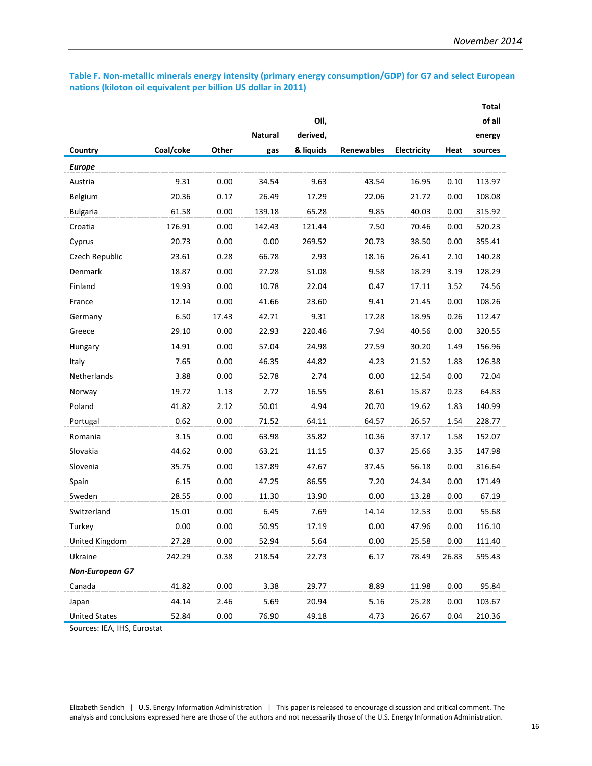**Table F. Non-metallic minerals energy intensity (primary energy consumption/GDP) for G7 and select European nations (kiloton oil equivalent per billion US dollar in 2011)**

| Country | Coal/coke | Other | Natural gas | Oil, derived, & liquids | Renewables | Electricity | Heat | Total of all energy sources |
|---|---|---|---|---|---|---|---|---|
| ***Europe*** | | | | | | | | |
| Austria | 9.31 | 0.00 | 34.54 | 9.63 | 43.54 | 16.95 | 0.10 | 113.97 |
| Belgium | 20.36 | 0.17 | 26.49 | 17.29 | 22.06 | 21.72 | 0.00 | 108.08 |
| Bulgaria | 61.58 | 0.00 | 139.18 | 65.28 | 9.85 | 40.03 | 0.00 | 315.92 |
| Croatia | 176.91 | 0.00 | 142.43 | 121.44 | 7.50 | 70.46 | 0.00 | 520.23 |
| Cyprus | 20.73 | 0.00 | 0.00 | 269.52 | 20.73 | 38.50 | 0.00 | 355.41 |
| Czech Republic | 23.61 | 0.28 | 66.78 | 2.93 | 18.16 | 26.41 | 2.10 | 140.28 |
| Denmark | 18.87 | 0.00 | 27.28 | 51.08 | 9.58 | 18.29 | 3.19 | 128.29 |
| Finland | 19.93 | 0.00 | 10.78 | 22.04 | 0.47 | 17.11 | 3.52 | 74.56 |
| France | 12.14 | 0.00 | 41.66 | 23.60 | 9.41 | 21.45 | 0.00 | 108.26 |
| Germany | 6.50 | 17.43 | 42.71 | 9.31 | 17.28 | 18.95 | 0.26 | 112.47 |
| Greece | 29.10 | 0.00 | 22.93 | 220.46 | 7.94 | 40.56 | 0.00 | 320.55 |
| Hungary | 14.91 | 0.00 | 57.04 | 24.98 | 27.59 | 30.20 | 1.49 | 156.96 |
| Italy | 7.65 | 0.00 | 46.35 | 44.82 | 4.23 | 21.52 | 1.83 | 126.38 |
| Netherlands | 3.88 | 0.00 | 52.78 | 2.74 | 0.00 | 12.54 | 0.00 | 72.04 |
| Norway | 19.72 | 1.13 | 2.72 | 16.55 | 8.61 | 15.87 | 0.23 | 64.83 |
| Poland | 41.82 | 2.12 | 50.01 | 4.94 | 20.70 | 19.62 | 1.83 | 140.99 |
| Portugal | 0.62 | 0.00 | 71.52 | 64.11 | 64.57 | 26.57 | 1.54 | 228.77 |
| Romania | 3.15 | 0.00 | 63.98 | 35.82 | 10.36 | 37.17 | 1.58 | 152.07 |
| Slovakia | 44.62 | 0.00 | 63.21 | 11.15 | 0.37 | 25.66 | 3.35 | 147.98 |
| Slovenia | 35.75 | 0.00 | 137.89 | 47.67 | 37.45 | 56.18 | 0.00 | 316.64 |
| Spain | 6.15 | 0.00 | 47.25 | 86.55 | 7.20 | 24.34 | 0.00 | 171.49 |
| Sweden | 28.55 | 0.00 | 11.30 | 13.90 | 0.00 | 13.28 | 0.00 | 67.19 |
| Switzerland | 15.01 | 0.00 | 6.45 | 7.69 | 14.14 | 12.53 | 0.00 | 55.68 |
| Turkey | 0.00 | 0.00 | 50.95 | 17.19 | 0.00 | 47.96 | 0.00 | 116.10 |
| United Kingdom | 27.28 | 0.00 | 52.94 | 5.64 | 0.00 | 25.58 | 0.00 | 111.40 |
| Ukraine | 242.29 | 0.38 | 218.54 | 22.73 | 6.17 | 78.49 | 26.83 | 595.43 |
| ***Non-European G7*** | | | | | | | | |
| Canada | 41.82 | 0.00 | 3.38 | 29.77 | 8.89 | 11.98 | 0.00 | 95.84 |
| Japan | 44.14 | 2.46 | 5.69 | 20.94 | 5.16 | 25.28 | 0.00 | 103.67 |
| United States | 52.84 | 0.00 | 76.90 | 49.18 | 4.73 | 26.67 | 0.04 | 210.36 |

Sources: IEA, IHS, Eurostat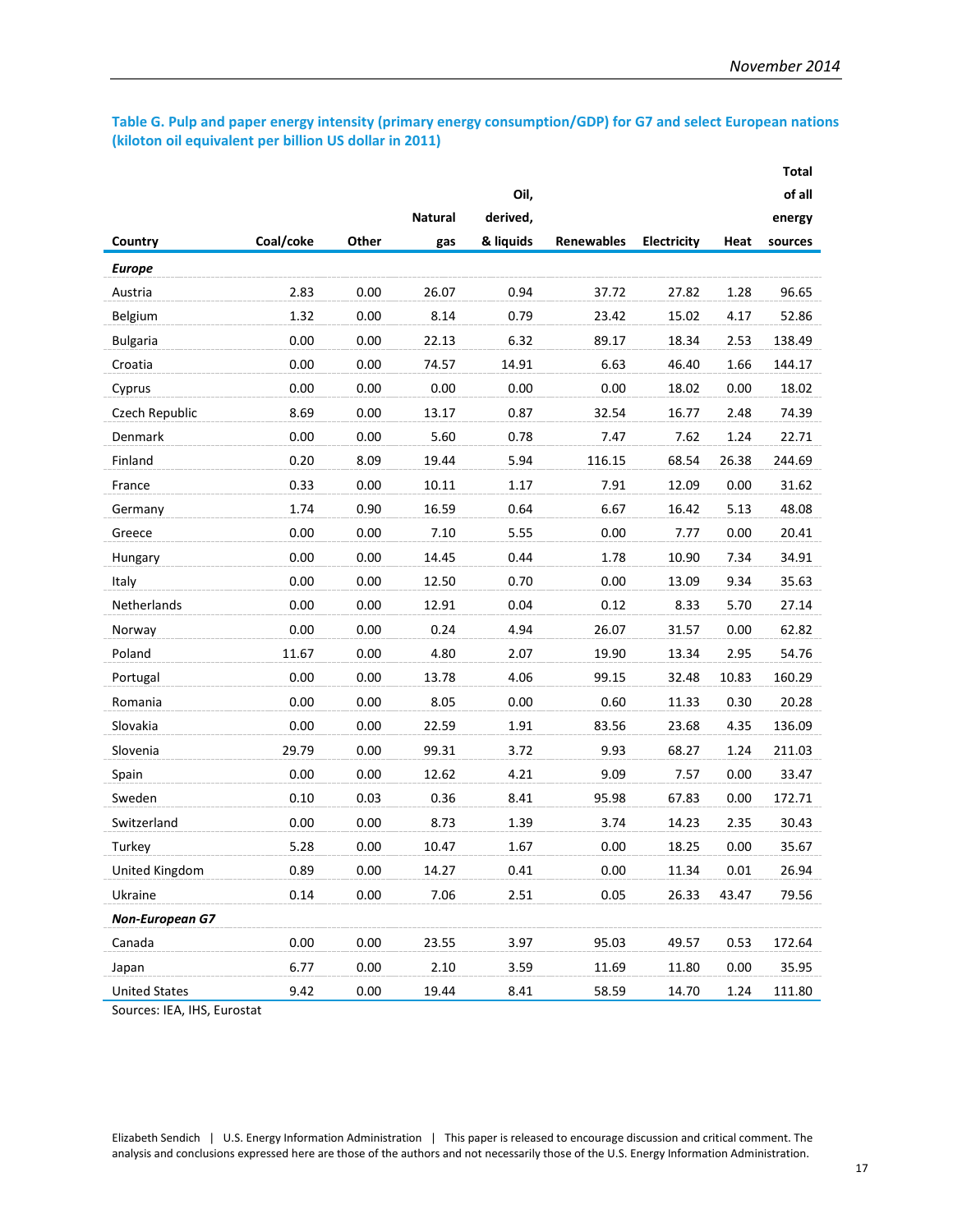**Table G. Pulp and paper energy intensity (primary energy consumption/GDP) for G7 and select European nations (kiloton oil equivalent per billion US dollar in 2011)**

| Country | Coal/coke | Other | Natural gas | Oil, derived, & liquids | Renewables | Electricity | Heat | Total of all energy sources |
|---|---|---|---|---|---|---|---|---|
| ***Europe*** | | | | | | | | |
| Austria | 2.83 | 0.00 | 26.07 | 0.94 | 37.72 | 27.82 | 1.28 | 96.65 |
| Belgium | 1.32 | 0.00 | 8.14 | 0.79 | 23.42 | 15.02 | 4.17 | 52.86 |
| Bulgaria | 0.00 | 0.00 | 22.13 | 6.32 | 89.17 | 18.34 | 2.53 | 138.49 |
| Croatia | 0.00 | 0.00 | 74.57 | 14.91 | 6.63 | 46.40 | 1.66 | 144.17 |
| Cyprus | 0.00 | 0.00 | 0.00 | 0.00 | 0.00 | 18.02 | 0.00 | 18.02 |
| Czech Republic | 8.69 | 0.00 | 13.17 | 0.87 | 32.54 | 16.77 | 2.48 | 74.39 |
| Denmark | 0.00 | 0.00 | 5.60 | 0.78 | 7.47 | 7.62 | 1.24 | 22.71 |
| Finland | 0.20 | 8.09 | 19.44 | 5.94 | 116.15 | 68.54 | 26.38 | 244.69 |
| France | 0.33 | 0.00 | 10.11 | 1.17 | 7.91 | 12.09 | 0.00 | 31.62 |
| Germany | 1.74 | 0.90 | 16.59 | 0.64 | 6.67 | 16.42 | 5.13 | 48.08 |
| Greece | 0.00 | 0.00 | 7.10 | 5.55 | 0.00 | 7.77 | 0.00 | 20.41 |
| Hungary | 0.00 | 0.00 | 14.45 | 0.44 | 1.78 | 10.90 | 7.34 | 34.91 |
| Italy | 0.00 | 0.00 | 12.50 | 0.70 | 0.00 | 13.09 | 9.34 | 35.63 |
| Netherlands | 0.00 | 0.00 | 12.91 | 0.04 | 0.12 | 8.33 | 5.70 | 27.14 |
| Norway | 0.00 | 0.00 | 0.24 | 4.94 | 26.07 | 31.57 | 0.00 | 62.82 |
| Poland | 11.67 | 0.00 | 4.80 | 2.07 | 19.90 | 13.34 | 2.95 | 54.76 |
| Portugal | 0.00 | 0.00 | 13.78 | 4.06 | 99.15 | 32.48 | 10.83 | 160.29 |
| Romania | 0.00 | 0.00 | 8.05 | 0.00 | 0.60 | 11.33 | 0.30 | 20.28 |
| Slovakia | 0.00 | 0.00 | 22.59 | 1.91 | 83.56 | 23.68 | 4.35 | 136.09 |
| Slovenia | 29.79 | 0.00 | 99.31 | 3.72 | 9.93 | 68.27 | 1.24 | 211.03 |
| Spain | 0.00 | 0.00 | 12.62 | 4.21 | 9.09 | 7.57 | 0.00 | 33.47 |
| Sweden | 0.10 | 0.03 | 0.36 | 8.41 | 95.98 | 67.83 | 0.00 | 172.71 |
| Switzerland | 0.00 | 0.00 | 8.73 | 1.39 | 3.74 | 14.23 | 2.35 | 30.43 |
| Turkey | 5.28 | 0.00 | 10.47 | 1.67 | 0.00 | 18.25 | 0.00 | 35.67 |
| United Kingdom | 0.89 | 0.00 | 14.27 | 0.41 | 0.00 | 11.34 | 0.01 | 26.94 |
| Ukraine | 0.14 | 0.00 | 7.06 | 2.51 | 0.05 | 26.33 | 43.47 | 79.56 |
| ***Non-European G7*** | | | | | | | | |
| Canada | 0.00 | 0.00 | 23.55 | 3.97 | 95.03 | 49.57 | 0.53 | 172.64 |
| Japan | 6.77 | 0.00 | 2.10 | 3.59 | 11.69 | 11.80 | 0.00 | 35.95 |
| United States | 9.42 | 0.00 | 19.44 | 8.41 | 58.59 | 14.70 | 1.24 | 111.80 |

Sources: IEA, IHS, Eurostat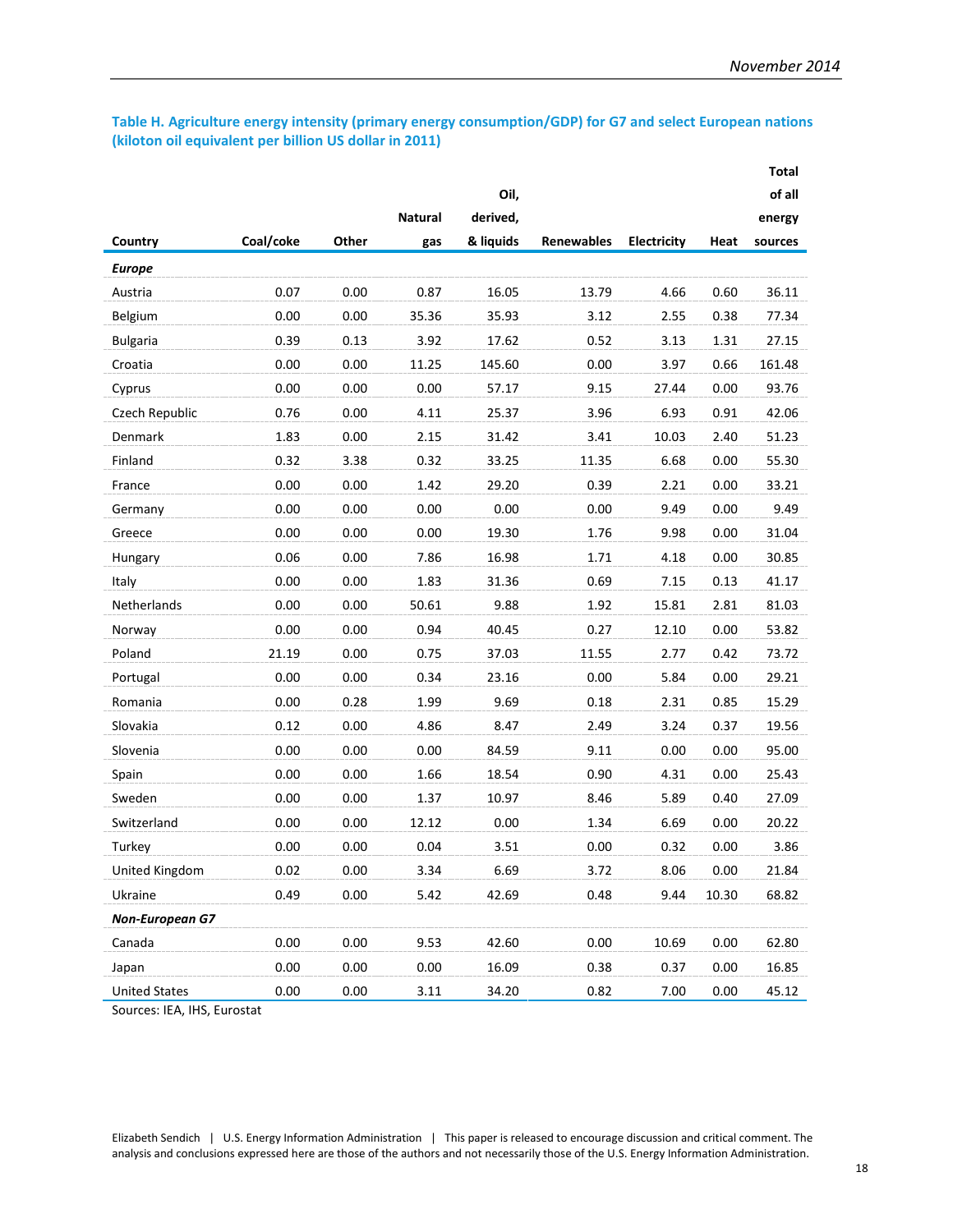**Table H. Agriculture energy intensity (primary energy consumption/GDP) for G7 and select European nations (kiloton oil equivalent per billion US dollar in 2011)**

| Country | Coal/coke | Other | Natural gas | Oil, derived, & liquids | Renewables | Electricity | Heat | Total of all energy sources |
|---|---|---|---|---|---|---|---|---|
| ***Europe*** | | | | | | | | |
| Austria | 0.07 | 0.00 | 0.87 | 16.05 | 13.79 | 4.66 | 0.60 | 36.11 |
| Belgium | 0.00 | 0.00 | 35.36 | 35.93 | 3.12 | 2.55 | 0.38 | 77.34 |
| Bulgaria | 0.39 | 0.13 | 3.92 | 17.62 | 0.52 | 3.13 | 1.31 | 27.15 |
| Croatia | 0.00 | 0.00 | 11.25 | 145.60 | 0.00 | 3.97 | 0.66 | 161.48 |
| Cyprus | 0.00 | 0.00 | 0.00 | 57.17 | 9.15 | 27.44 | 0.00 | 93.76 |
| Czech Republic | 0.76 | 0.00 | 4.11 | 25.37 | 3.96 | 6.93 | 0.91 | 42.06 |
| Denmark | 1.83 | 0.00 | 2.15 | 31.42 | 3.41 | 10.03 | 2.40 | 51.23 |
| Finland | 0.32 | 3.38 | 0.32 | 33.25 | 11.35 | 6.68 | 0.00 | 55.30 |
| France | 0.00 | 0.00 | 1.42 | 29.20 | 0.39 | 2.21 | 0.00 | 33.21 |
| Germany | 0.00 | 0.00 | 0.00 | 0.00 | 0.00 | 9.49 | 0.00 | 9.49 |
| Greece | 0.00 | 0.00 | 0.00 | 19.30 | 1.76 | 9.98 | 0.00 | 31.04 |
| Hungary | 0.06 | 0.00 | 7.86 | 16.98 | 1.71 | 4.18 | 0.00 | 30.85 |
| Italy | 0.00 | 0.00 | 1.83 | 31.36 | 0.69 | 7.15 | 0.13 | 41.17 |
| Netherlands | 0.00 | 0.00 | 50.61 | 9.88 | 1.92 | 15.81 | 2.81 | 81.03 |
| Norway | 0.00 | 0.00 | 0.94 | 40.45 | 0.27 | 12.10 | 0.00 | 53.82 |
| Poland | 21.19 | 0.00 | 0.75 | 37.03 | 11.55 | 2.77 | 0.42 | 73.72 |
| Portugal | 0.00 | 0.00 | 0.34 | 23.16 | 0.00 | 5.84 | 0.00 | 29.21 |
| Romania | 0.00 | 0.28 | 1.99 | 9.69 | 0.18 | 2.31 | 0.85 | 15.29 |
| Slovakia | 0.12 | 0.00 | 4.86 | 8.47 | 2.49 | 3.24 | 0.37 | 19.56 |
| Slovenia | 0.00 | 0.00 | 0.00 | 84.59 | 9.11 | 0.00 | 0.00 | 95.00 |
| Spain | 0.00 | 0.00 | 1.66 | 18.54 | 0.90 | 4.31 | 0.00 | 25.43 |
| Sweden | 0.00 | 0.00 | 1.37 | 10.97 | 8.46 | 5.89 | 0.40 | 27.09 |
| Switzerland | 0.00 | 0.00 | 12.12 | 0.00 | 1.34 | 6.69 | 0.00 | 20.22 |
| Turkey | 0.00 | 0.00 | 0.04 | 3.51 | 0.00 | 0.32 | 0.00 | 3.86 |
| United Kingdom | 0.02 | 0.00 | 3.34 | 6.69 | 3.72 | 8.06 | 0.00 | 21.84 |
| Ukraine | 0.49 | 0.00 | 5.42 | 42.69 | 0.48 | 9.44 | 10.30 | 68.82 |
| ***Non-European G7*** | | | | | | | | |
| Canada | 0.00 | 0.00 | 9.53 | 42.60 | 0.00 | 10.69 | 0.00 | 62.80 |
| Japan | 0.00 | 0.00 | 0.00 | 16.09 | 0.38 | 0.37 | 0.00 | 16.85 |
| United States | 0.00 | 0.00 | 3.11 | 34.20 | 0.82 | 7.00 | 0.00 | 45.12 |

Sources: IEA, IHS, Eurostat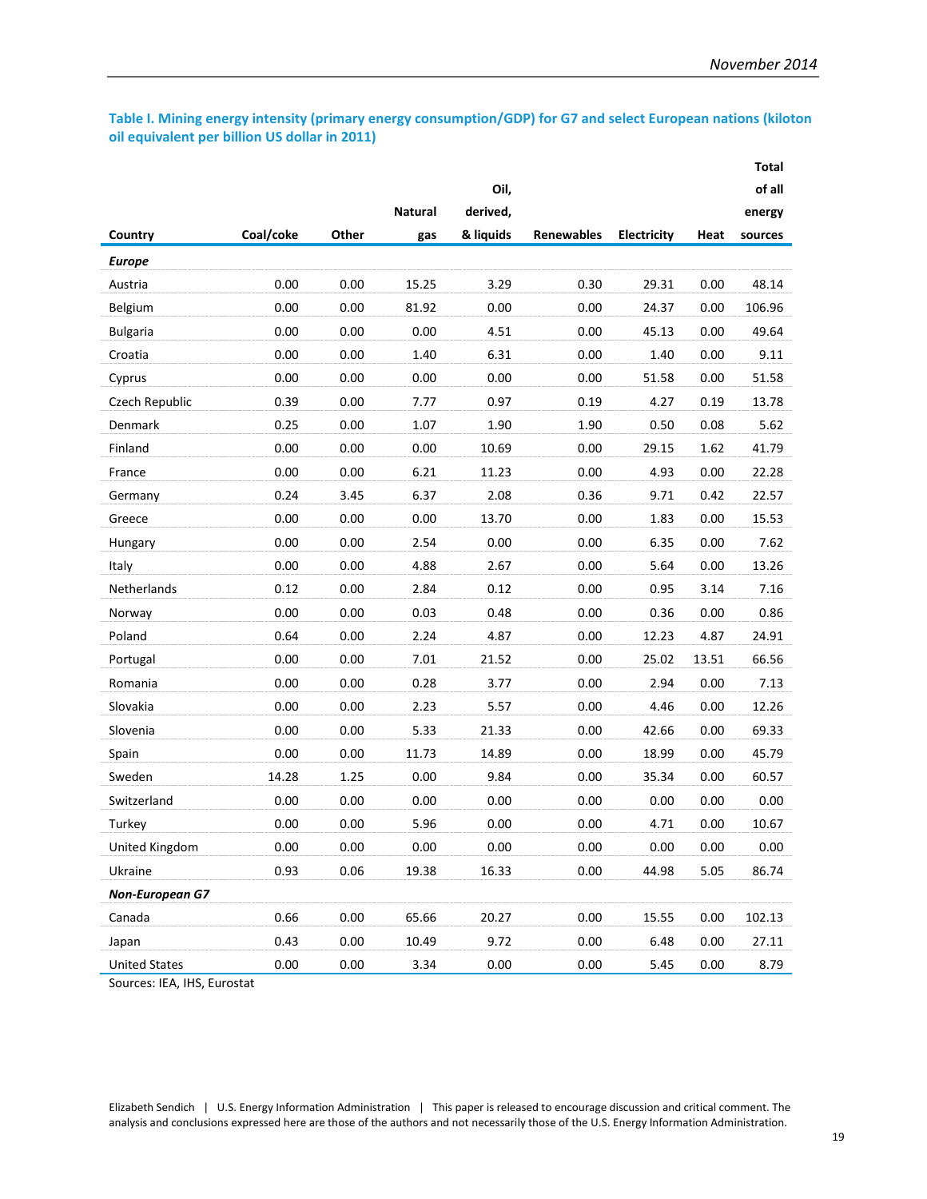**Table I. Mining energy intensity (primary energy consumption/GDP) for G7 and select European nations (kiloton oil equivalent per billion US dollar in 2011)**

| Country | Coal/coke | Other | Natural gas | Oil, derived, & liquids | Renewables | Electricity | Heat | Total of all energy sources |
|---|---|---|---|---|---|---|---|---|
| ***Europe*** | | | | | | | | |
| Austria | 0.00 | 0.00 | 15.25 | 3.29 | 0.30 | 29.31 | 0.00 | 48.14 |
| Belgium | 0.00 | 0.00 | 81.92 | 0.00 | 0.00 | 24.37 | 0.00 | 106.96 |
| Bulgaria | 0.00 | 0.00 | 0.00 | 4.51 | 0.00 | 45.13 | 0.00 | 49.64 |
| Croatia | 0.00 | 0.00 | 1.40 | 6.31 | 0.00 | 1.40 | 0.00 | 9.11 |
| Cyprus | 0.00 | 0.00 | 0.00 | 0.00 | 0.00 | 51.58 | 0.00 | 51.58 |
| Czech Republic | 0.39 | 0.00 | 7.77 | 0.97 | 0.19 | 4.27 | 0.19 | 13.78 |
| Denmark | 0.25 | 0.00 | 1.07 | 1.90 | 1.90 | 0.50 | 0.08 | 5.62 |
| Finland | 0.00 | 0.00 | 0.00 | 10.69 | 0.00 | 29.15 | 1.62 | 41.79 |
| France | 0.00 | 0.00 | 6.21 | 11.23 | 0.00 | 4.93 | 0.00 | 22.28 |
| Germany | 0.24 | 3.45 | 6.37 | 2.08 | 0.36 | 9.71 | 0.42 | 22.57 |
| Greece | 0.00 | 0.00 | 0.00 | 13.70 | 0.00 | 1.83 | 0.00 | 15.53 |
| Hungary | 0.00 | 0.00 | 2.54 | 0.00 | 0.00 | 6.35 | 0.00 | 7.62 |
| Italy | 0.00 | 0.00 | 4.88 | 2.67 | 0.00 | 5.64 | 0.00 | 13.26 |
| Netherlands | 0.12 | 0.00 | 2.84 | 0.12 | 0.00 | 0.95 | 3.14 | 7.16 |
| Norway | 0.00 | 0.00 | 0.03 | 0.48 | 0.00 | 0.36 | 0.00 | 0.86 |
| Poland | 0.64 | 0.00 | 2.24 | 4.87 | 0.00 | 12.23 | 4.87 | 24.91 |
| Portugal | 0.00 | 0.00 | 7.01 | 21.52 | 0.00 | 25.02 | 13.51 | 66.56 |
| Romania | 0.00 | 0.00 | 0.28 | 3.77 | 0.00 | 2.94 | 0.00 | 7.13 |
| Slovakia | 0.00 | 0.00 | 2.23 | 5.57 | 0.00 | 4.46 | 0.00 | 12.26 |
| Slovenia | 0.00 | 0.00 | 5.33 | 21.33 | 0.00 | 42.66 | 0.00 | 69.33 |
| Spain | 0.00 | 0.00 | 11.73 | 14.89 | 0.00 | 18.99 | 0.00 | 45.79 |
| Sweden | 14.28 | 1.25 | 0.00 | 9.84 | 0.00 | 35.34 | 0.00 | 60.57 |
| Switzerland | 0.00 | 0.00 | 0.00 | 0.00 | 0.00 | 0.00 | 0.00 | 0.00 |
| Turkey | 0.00 | 0.00 | 5.96 | 0.00 | 0.00 | 4.71 | 0.00 | 10.67 |
| United Kingdom | 0.00 | 0.00 | 0.00 | 0.00 | 0.00 | 0.00 | 0.00 | 0.00 |
| Ukraine | 0.93 | 0.06 | 19.38 | 16.33 | 0.00 | 44.98 | 5.05 | 86.74 |
| ***Non-European G7*** | | | | | | | | |
| Canada | 0.66 | 0.00 | 65.66 | 20.27 | 0.00 | 15.55 | 0.00 | 102.13 |
| Japan | 0.43 | 0.00 | 10.49 | 9.72 | 0.00 | 6.48 | 0.00 | 27.11 |
| United States | 0.00 | 0.00 | 3.34 | 0.00 | 0.00 | 5.45 | 0.00 | 8.79 |

Sources: IEA, IHS, Eurostat